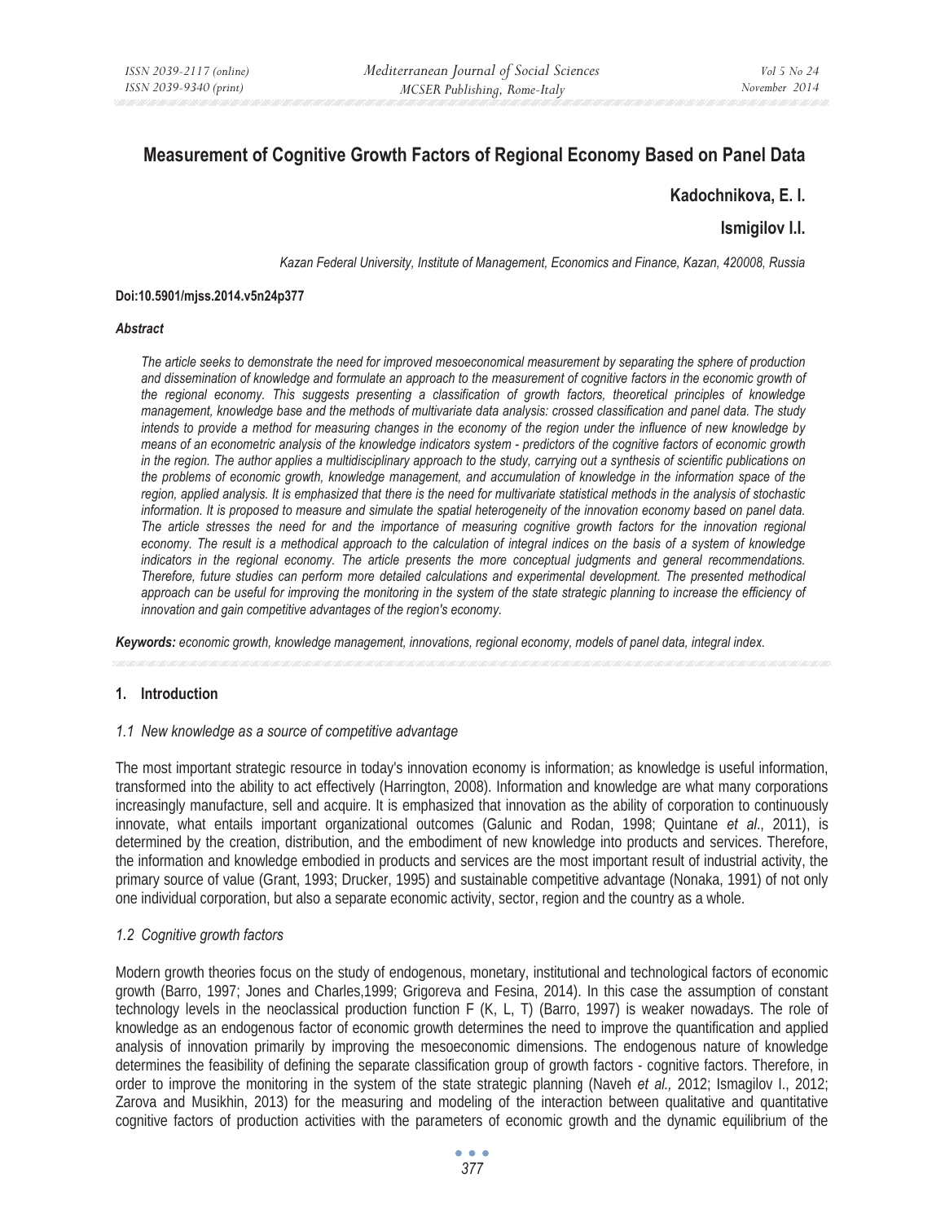# Measurement of Cognitive Growth Factors of Regional Economy Based on Panel Data

**Kadochnikova, E. I.**

**Ismigilov I.I.**

*Kazan Federal University, Institute of Management, Economics and Finance, Kazan, 420008, Russia*

**Doi:10.5901/mjss.2014.v5n24p377**

***Abstract***

*The article seeks to demonstrate the need for improved mesoeconomical measurement by separating the sphere of production and dissemination of knowledge and formulate an approach to the measurement of cognitive factors in the economic growth of the regional economy. This suggests presenting a classification of growth factors, theoretical principles of knowledge management, knowledge base and the methods of multivariate data analysis: crossed classification and panel data. The study intends to provide a method for measuring changes in the economy of the region under the influence of new knowledge by means of an econometric analysis of the knowledge indicators system - predictors of the cognitive factors of economic growth in the region. The author applies a multidisciplinary approach to the study, carrying out a synthesis of scientific publications on the problems of economic growth, knowledge management, and accumulation of knowledge in the information space of the region, applied analysis. It is emphasized that there is the need for multivariate statistical methods in the analysis of stochastic information. It is proposed to measure and simulate the spatial heterogeneity of the innovation economy based on panel data. The article stresses the need for and the importance of measuring cognitive growth factors for the innovation regional economy. The result is a methodical approach to the calculation of integral indices on the basis of a system of knowledge indicators in the regional economy. The article presents the more conceptual judgments and general recommendations. Therefore, future studies can perform more detailed calculations and experimental development. The presented methodical approach can be useful for improving the monitoring in the system of the state strategic planning to increase the efficiency of innovation and gain competitive advantages of the region's economy.*

***Keywords:*** *economic growth, knowledge management, innovations, regional economy, models of panel data, integral index.*

## 1. Introduction

### *1.1 New knowledge as a source of competitive advantage*

The most important strategic resource in today's innovation economy is information; as knowledge is useful information, transformed into the ability to act effectively (Harrington, 2008). Information and knowledge are what many corporations increasingly manufacture, sell and acquire. It is emphasized that innovation as the ability of corporation to continuously innovate, what entails important organizational outcomes (Galunic and Rodan, 1998; Quintane *et al*., 2011), is determined by the creation, distribution, and the embodiment of new knowledge into products and services. Therefore, the information and knowledge embodied in products and services are the most important result of industrial activity, the primary source of value (Grant, 1993; Drucker, 1995) and sustainable competitive advantage (Nonaka, 1991) of not only one individual corporation, but also a separate economic activity, sector, region and the country as a whole.

### *1.2 Cognitive growth factors*

Modern growth theories focus on the study of endogenous, monetary, institutional and technological factors of economic growth (Barro, 1997; Jones and Charles,1999; Grigoreva and Fesina, 2014). In this case the assumption of constant technology levels in the neoclassical production function F (K, L, T) (Barro, 1997) is weaker nowadays. The role of knowledge as an endogenous factor of economic growth determines the need to improve the quantification and applied analysis of innovation primarily by improving the mesoeconomic dimensions. The endogenous nature of knowledge determines the feasibility of defining the separate classification group of growth factors - cognitive factors. Therefore, in order to improve the monitoring in the system of the state strategic planning (Naveh *et al.,* 2012; Ismagilov I., 2012; Zarova and Musikhin, 2013) for the measuring and modeling of the interaction between qualitative and quantitative cognitive factors of production activities with the parameters of economic growth and the dynamic equilibrium of the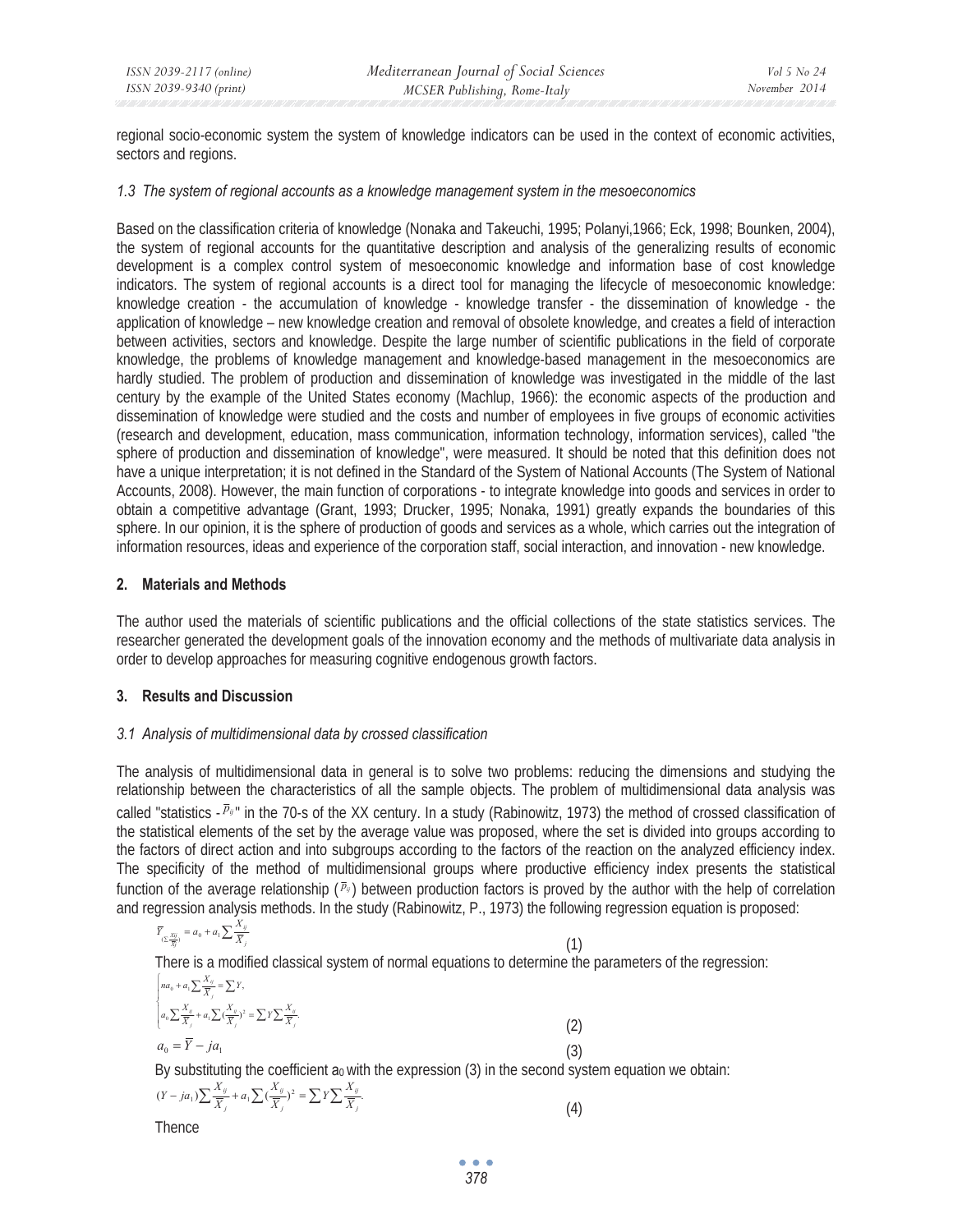regional socio-economic system the system of knowledge indicators can be used in the context of economic activities, sectors and regions.

### *1.3 The system of regional accounts as a knowledge management system in the mesoeconomics*

Based on the classification criteria of knowledge (Nonaka and Takeuchi, 1995; Polanyi,1966; Eck, 1998; Bounken, 2004), the system of regional accounts for the quantitative description and analysis of the generalizing results of economic development is a complex control system of mesoeconomic knowledge and information base of cost knowledge indicators. The system of regional accounts is a direct tool for managing the lifecycle of mesoeconomic knowledge: knowledge creation - the accumulation of knowledge - knowledge transfer - the dissemination of knowledge - the application of knowledge – new knowledge creation and removal of obsolete knowledge, and creates a field of interaction between activities, sectors and knowledge. Despite the large number of scientific publications in the field of corporate knowledge, the problems of knowledge management and knowledge-based management in the mesoeconomics are hardly studied. The problem of production and dissemination of knowledge was investigated in the middle of the last century by the example of the United States economy (Machlup, 1966): the economic aspects of the production and dissemination of knowledge were studied and the costs and number of employees in five groups of economic activities (research and development, education, mass communication, information technology, information services), called "the sphere of production and dissemination of knowledge", were measured. It should be noted that this definition does not have a unique interpretation; it is not defined in the Standard of the System of National Accounts (The System of National Accounts, 2008). However, the main function of corporations - to integrate knowledge into goods and services in order to obtain a competitive advantage (Grant, 1993; Drucker, 1995; Nonaka, 1991) greatly expands the boundaries of this sphere. In our opinion, it is the sphere of production of goods and services as a whole, which carries out the integration of information resources, ideas and experience of the corporation staff, social interaction, and innovation - new knowledge.

## 2. Materials and Methods

The author used the materials of scientific publications and the official collections of the state statistics services. The researcher generated the development goals of the innovation economy and the methods of multivariate data analysis in order to develop approaches for measuring cognitive endogenous growth factors.

## 3. Results and Discussion

### *3.1 Analysis of multidimensional data by crossed classification*

The analysis of multidimensional data in general is to solve two problems: reducing the dimensions and studying the relationship between the characteristics of all the sample objects. The problem of multidimensional data analysis was called "statistics - $\overline{p}_{ij}$" in the 70-s of the XX century. In a study (Rabinowitz, 1973) the method of crossed classification of the statistical elements of the set by the average value was proposed, where the set is divided into groups according to the factors of direct action and into subgroups according to the factors of the reaction on the analyzed efficiency index. The specificity of the method of multidimensional groups where productive efficiency index presents the statistical function of the average relationship ($\overline{p}_{ij}$) between production factors is proved by the author with the help of correlation and regression analysis methods. In the study (Rabinowitz, P., 1973) the following regression equation is proposed:

$$\overline{Y}_{(\sum \frac{X_{ij}}{\overline{X}_j})} = a_0 + a_1 \sum \frac{X_{ij}}{\overline{X}_j} \quad (1)$$

There is a modified classical system of normal equations to determine the parameters of the regression:

$$\begin{cases} na_0 + a_1 \sum \frac{X_{ij}}{\overline{X}_j} = \sum Y, \\ a_0 \sum \frac{X_{ij}}{\overline{X}_j} + a_1 \sum (\frac{X_{ij}}{\overline{X}_j})^2 = \sum Y \sum \frac{X_{ij}}{\overline{X}_j}. \end{cases} \quad (2)$$

$$a_0 = \overline{Y} - ja_1 \quad (3)$$

By substituting the coefficient $a_0$ with the expression (3) in the second system equation we obtain:

$$(Y - ja_1) \sum \frac{X_{ij}}{\overline{X}_j} + a_1 \sum (\frac{X_{ij}}{\overline{X}_j})^2 = \sum Y \sum \frac{X_{ij}}{\overline{X}_j}. \quad (4)$$

Thence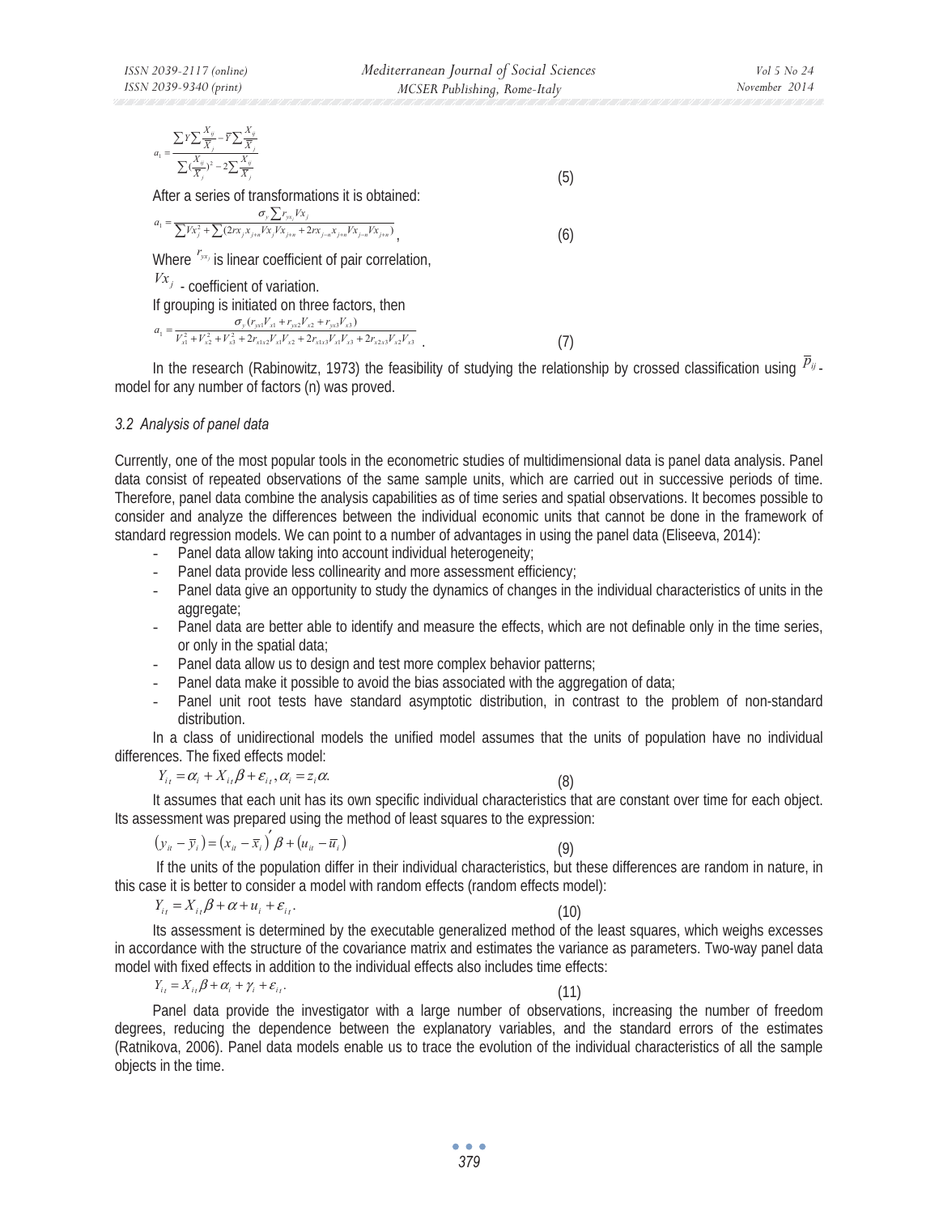$$a_1 = \frac{\sum Y \sum \frac{X_{ij}}{\overline{X}_j} - \overline{Y} \sum \frac{X_{ij}}{\overline{X}_j}}{\sum (\frac{X_{ij}}{\overline{X}_j})^2 - 2\sum \frac{X_{ij}}{\overline{X}_j}} \qquad (5)$$

After a series of transformations it is obtained:

$$a_1 = \frac{\sigma_y \sum r_{yx_j} Vx_j}{\sum Vx_j^2 + \sum (2rx_j x_{j+n} Vx_j Vx_{j+n} + 2rx_{j-n} x_{j+n} Vx_{j-n} Vx_{j+n})}, \qquad (6)$$

Where $r_{yx_j}$ is linear coefficient of pair correlation,

$Vx_j$ - coefficient of variation.

If grouping is initiated on three factors, then

$$a_1 = \frac{\sigma_y (r_{yx1} V_{x1} + r_{yx2} V_{x2} + r_{yx3} V_{x3})}{V_{x1}^2 + V_{x2}^2 + V_{x3}^2 + 2r_{x1x2} V_{x1} V_{x2} + 2r_{x1x3} V_{x1} V_{x3} + 2r_{x2x3} V_{x2} V_{x3}}. \qquad (7)$$

In the research (Rabinowitz, 1973) the feasibility of studying the relationship by crossed classification using $\overline{p}_{ij}$-model for any number of factors (n) was proved.

### *3.2 Analysis of panel data*

Currently, one of the most popular tools in the econometric studies of multidimensional data is panel data analysis. Panel data consist of repeated observations of the same sample units, which are carried out in successive periods of time. Therefore, panel data combine the analysis capabilities as of time series and spatial observations. It becomes possible to consider and analyze the differences between the individual economic units that cannot be done in the framework of standard regression models. We can point to a number of advantages in using the panel data (Eliseeva, 2014):

- Panel data allow taking into account individual heterogeneity;
- Panel data provide less collinearity and more assessment efficiency;
- Panel data give an opportunity to study the dynamics of changes in the individual characteristics of units in the aggregate;
- Panel data are better able to identify and measure the effects, which are not definable only in the time series, or only in the spatial data;
- Panel data allow us to design and test more complex behavior patterns;
- Panel data make it possible to avoid the bias associated with the aggregation of data;
- Panel unit root tests have standard asymptotic distribution, in contrast to the problem of non-standard distribution.

In a class of unidirectional models the unified model assumes that the units of population have no individual differences. The fixed effects model:

$$Y_{it} = \alpha_i + X_{it}\beta + \varepsilon_{it}, \alpha_i = z_i\alpha. \qquad (8)$$

It assumes that each unit has its own specific individual characteristics that are constant over time for each object. Its assessment was prepared using the method of least squares to the expression:

$$(y_{it} - \overline{y}_i) = (x_{it} - \overline{x}_i)' \beta + (u_{it} - \overline{u}_i) \qquad (9)$$

If the units of the population differ in their individual characteristics, but these differences are random in nature, in this case it is better to consider a model with random effects (random effects model):

$$Y_{it} = X_{it}\beta + \alpha + u_i + \varepsilon_{it}. \qquad (10)$$

Its assessment is determined by the executable generalized method of the least squares, which weighs excesses in accordance with the structure of the covariance matrix and estimates the variance as parameters. Two-way panel data model with fixed effects in addition to the individual effects also includes time effects:

$$Y_{it} = X_{it}\beta + \alpha_i + \gamma_i + \varepsilon_{it}. \qquad (11)$$

Panel data provide the investigator with a large number of observations, increasing the number of freedom degrees, reducing the dependence between the explanatory variables, and the standard errors of the estimates (Ratnikova, 2006). Panel data models enable us to trace the evolution of the individual characteristics of all the sample objects in the time.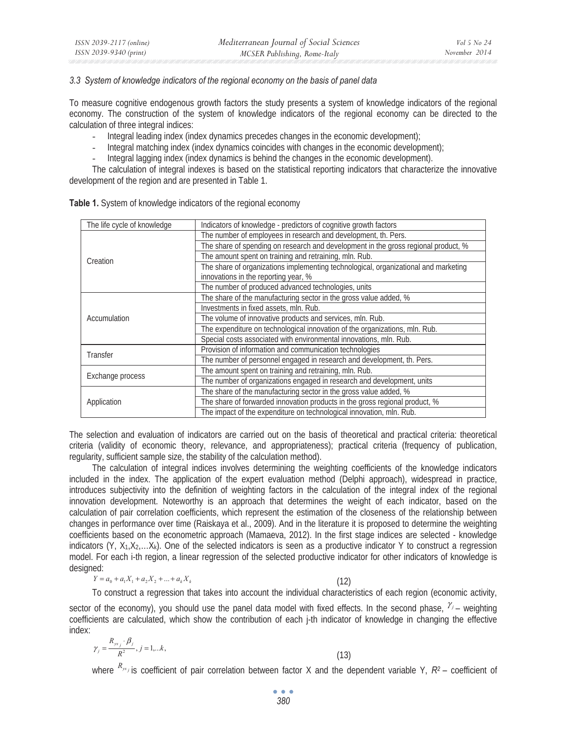*3.3 System of knowledge indicators of the regional economy on the basis of panel data*

To measure cognitive endogenous growth factors the study presents a system of knowledge indicators of the regional economy. The construction of the system of knowledge indicators of the regional economy can be directed to the calculation of three integral indices:

- Integral leading index (index dynamics precedes changes in the economic development);
- Integral matching index (index dynamics coincides with changes in the economic development);
- Integral lagging index (index dynamics is behind the changes in the economic development).

The calculation of integral indexes is based on the statistical reporting indicators that characterize the innovative development of the region and are presented in Table 1.

**Table 1.** System of knowledge indicators of the regional economy

| The life cycle of knowledge | Indicators of knowledge - predictors of cognitive growth factors |
|---|---|
| Creation | The number of employees in research and development, th. Pers. |
| | The share of spending on research and development in the gross regional product, % |
| | The amount spent on training and retraining, mln. Rub. |
| | The share of organizations implementing technological, organizational and marketing innovations in the reporting year, % |
| | The number of produced advanced technologies, units |
| Accumulation | The share of the manufacturing sector in the gross value added, % |
| | Investments in fixed assets, mln. Rub. |
| | The volume of innovative products and services, mln. Rub. |
| | The expenditure on technological innovation of the organizations, mln. Rub. |
| | Special costs associated with environmental innovations, mln. Rub. |
| Transfer | Provision of information and communication technologies |
| | The number of personnel engaged in research and development, th. Pers. |
| Exchange process | The amount spent on training and retraining, mln. Rub. |
| | The number of organizations engaged in research and development, units |
| Application | The share of the manufacturing sector in the gross value added, % |
| | The share of forwarded innovation products in the gross regional product, % |
| | The impact of the expenditure on technological innovation, mln. Rub. |

The selection and evaluation of indicators are carried out on the basis of theoretical and practical criteria: theoretical criteria (validity of economic theory, relevance, and appropriateness); practical criteria (frequency of publication, regularity, sufficient sample size, the stability of the calculation method).

The calculation of integral indices involves determining the weighting coefficients of the knowledge indicators included in the index. The application of the expert evaluation method (Delphi approach), widespread in practice, introduces subjectivity into the definition of weighting factors in the calculation of the integral index of the regional innovation development. Noteworthy is an approach that determines the weight of each indicator, based on the calculation of pair correlation coefficients, which represent the estimation of the closeness of the relationship between changes in performance over time (Raiskaya et al., 2009). And in the literature it is proposed to determine the weighting coefficients based on the econometric approach (Mamaeva, 2012). In the first stage indices are selected - knowledge indicators ($Y, X_1, X_2, \ldots X_k$). One of the selected indicators is seen as a productive indicator Y to construct a regression model. For each i-th region, a linear regression of the selected productive indicator for other indicators of knowledge is designed:

$$Y = a_0 + a_1 X_1 + a_2 X_2 + \ldots + a_k X_k \tag{12}$$

To construct a regression that takes into account the individual characteristics of each region (economic activity, sector of the economy), you should use the panel data model with fixed effects. In the second phase, $\gamma_j$ – weighting coefficients are calculated, which show the contribution of each j-th indicator of knowledge in changing the effective index:

$$\gamma_j = \frac{R_{yx_j} \cdot \beta_j}{R^2}, \; j = 1, \ldots k, \tag{13}$$

where $R_{yx_j}$ is coefficient of pair correlation between factor X and the dependent variable Y, $R^2$ – coefficient of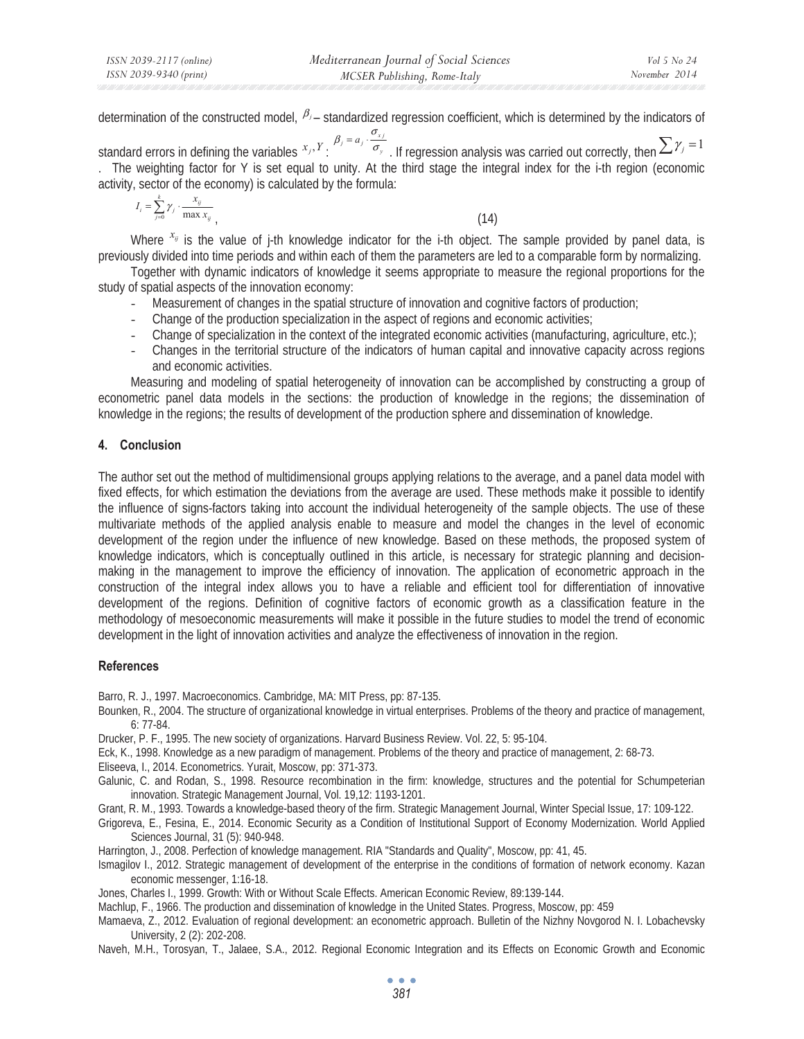determination of the constructed model, $\beta_j$ – standardized regression coefficient, which is determined by the indicators of standard errors in defining the variables $x_j, Y$: $\beta_j = a_j \cdot \frac{\sigma_{x_j}}{\sigma_y}$. If regression analysis was carried out correctly, then $\sum \gamma_j = 1$. The weighting factor for Y is set equal to unity. At the third stage the integral index for the i-th region (economic activity, sector of the economy) is calculated by the formula:

$$I_i = \sum_{j=0}^{k} \gamma_j \cdot \frac{x_{ij}}{\max x_{ij}}, \tag{14}$$

Where $x_{ij}$ is the value of j-th knowledge indicator for the i-th object. The sample provided by panel data, is previously divided into time periods and within each of them the parameters are led to a comparable form by normalizing.

Together with dynamic indicators of knowledge it seems appropriate to measure the regional proportions for the study of spatial aspects of the innovation economy:

- Measurement of changes in the spatial structure of innovation and cognitive factors of production;
- Change of the production specialization in the aspect of regions and economic activities;
- Change of specialization in the context of the integrated economic activities (manufacturing, agriculture, etc.);
- Changes in the territorial structure of the indicators of human capital and innovative capacity across regions and economic activities.

Measuring and modeling of spatial heterogeneity of innovation can be accomplished by constructing a group of econometric panel data models in the sections: the production of knowledge in the regions; the dissemination of knowledge in the regions; the results of development of the production sphere and dissemination of knowledge.

## 4. Conclusion

The author set out the method of multidimensional groups applying relations to the average, and a panel data model with fixed effects, for which estimation the deviations from the average are used. These methods make it possible to identify the influence of signs-factors taking into account the individual heterogeneity of the sample objects. The use of these multivariate methods of the applied analysis enable to measure and model the changes in the level of economic development of the region under the influence of new knowledge. Based on these methods, the proposed system of knowledge indicators, which is conceptually outlined in this article, is necessary for strategic planning and decision-making in the management to improve the efficiency of innovation. The application of econometric approach in the construction of the integral index allows you to have a reliable and efficient tool for differentiation of innovative development of the regions. Definition of cognitive factors of economic growth as a classification feature in the methodology of mesoeconomic measurements will make it possible in the future studies to model the trend of economic development in the light of innovation activities and analyze the effectiveness of innovation in the region.

## References

Barro, R. J., 1997. Macroeconomics. Cambridge, MA: MIT Press, pp: 87-135.

Bounken, R., 2004. The structure of organizational knowledge in virtual enterprises. Problems of the theory and practice of management, 6: 77-84.

Drucker, P. F., 1995. The new society of organizations. Harvard Business Review. Vol. 22, 5: 95-104.

Eck, K., 1998. Knowledge as a new paradigm of management. Problems of the theory and practice of management, 2: 68-73.

Eliseeva, I., 2014. Econometrics. Yurait, Moscow, pp: 371-373.

Galunic, C. and Rodan, S., 1998. Resource recombination in the firm: knowledge, structures and the potential for Schumpeterian innovation. Strategic Management Journal, Vol. 19,12: 1193-1201.

Grant, R. M., 1993. Towards a knowledge-based theory of the firm. Strategic Management Journal, Winter Special Issue, 17: 109-122.

Grigoreva, E., Fesina, E., 2014. Economic Security as a Condition of Institutional Support of Economy Modernization. World Applied Sciences Journal, 31 (5): 940-948.

Harrington, J., 2008. Perfection of knowledge management. RIA "Standards and Quality", Moscow, pp: 41, 45.

Ismagilov I., 2012. Strategic management of development of the enterprise in the conditions of formation of network economy. Kazan economic messenger, 1:16-18.

Jones, Charles I., 1999. Growth: With or Without Scale Effects. American Economic Review, 89:139-144.

Machlup, F., 1966. The production and dissemination of knowledge in the United States. Progress, Moscow, pp: 459

Mamaeva, Z., 2012. Evaluation of regional development: an econometric approach. Bulletin of the Nizhny Novgorod N. I. Lobachevsky University, 2 (2): 202-208.

Naveh, M.H., Torosyan, T., Jalaee, S.A., 2012. Regional Economic Integration and its Effects on Economic Growth and Economic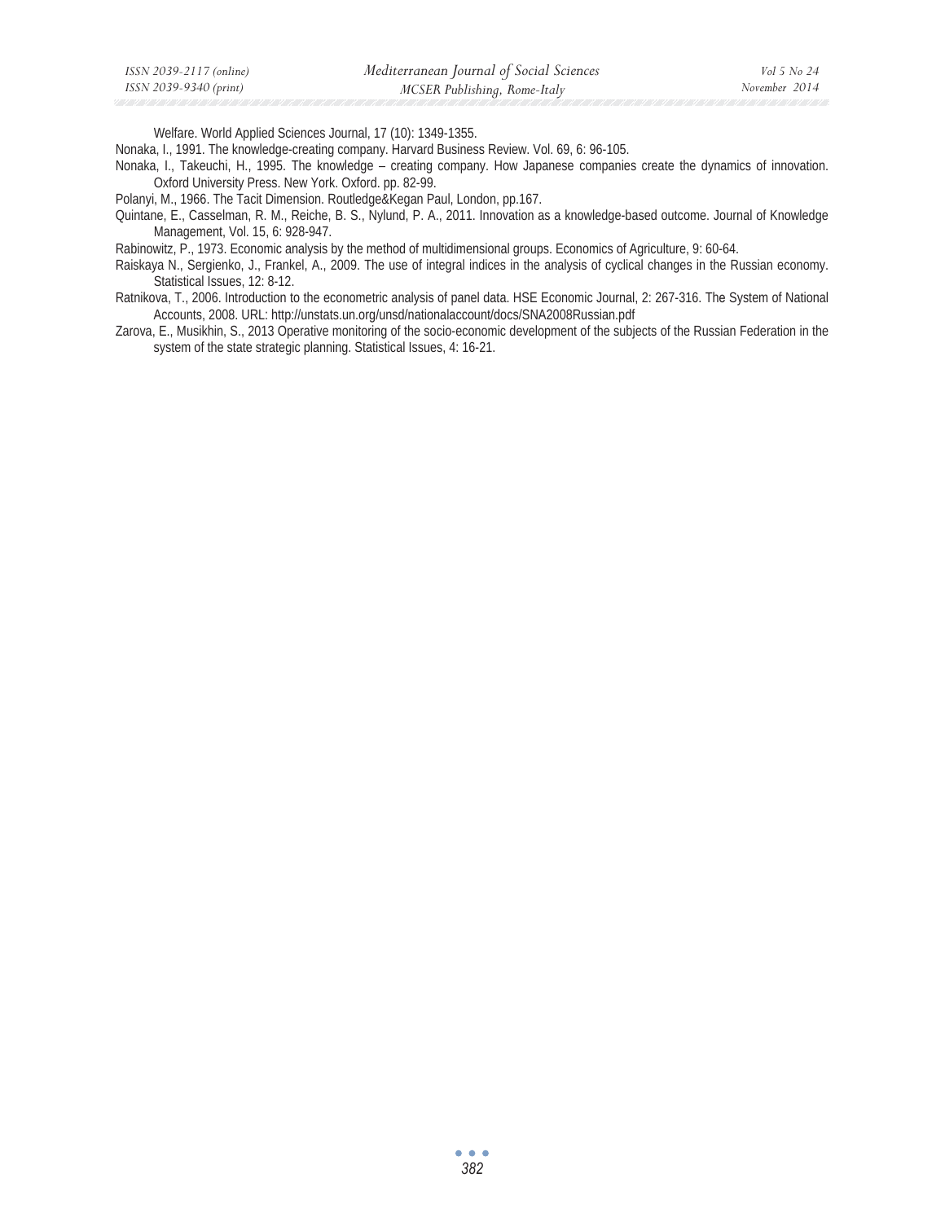Welfare. World Applied Sciences Journal, 17 (10): 1349-1355.

Nonaka, I., 1991. The knowledge-creating company. Harvard Business Review. Vol. 69, 6: 96-105.

Nonaka, I., Takeuchi, H., 1995. The knowledge – creating company. How Japanese companies create the dynamics of innovation. Oxford University Press. New York. Oxford. pp. 82-99.

Polanyi, M., 1966. The Tacit Dimension. Routledge&Kegan Paul, London, pp.167.

Quintane, E., Casselman, R. M., Reiche, B. S., Nylund, P. A., 2011. Innovation as a knowledge-based outcome. Journal of Knowledge Management, Vol. 15, 6: 928-947.

Rabinowitz, P., 1973. Economic analysis by the method of multidimensional groups. Economics of Agriculture, 9: 60-64.

Raiskaya N., Sergienko, J., Frankel, A., 2009. The use of integral indices in the analysis of cyclical changes in the Russian economy. Statistical Issues, 12: 8-12.

Ratnikova, T., 2006. Introduction to the econometric analysis of panel data. HSE Economic Journal, 2: 267-316. The System of National Accounts, 2008. URL: http://unstats.un.org/unsd/nationalaccount/docs/SNA2008Russian.pdf

Zarova, E., Musikhin, S., 2013 Operative monitoring of the socio-economic development of the subjects of the Russian Federation in the system of the state strategic planning. Statistical Issues, 4: 16-21.